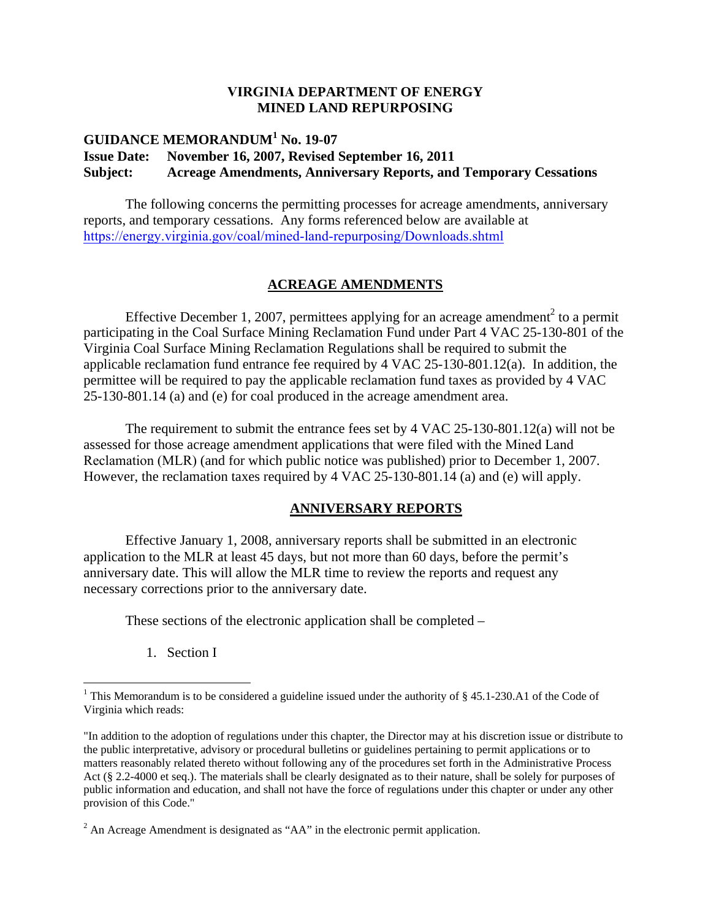**VIRGINIA DEPARTMENT OF ENERGY**
**MINED LAND REPURPOSING**

**GUIDANCE MEMORANDUM[1] No. 19-07**
**Issue Date: November 16, 2007, Revised September 16, 2011**
**Subject: Acreage Amendments, Anniversary Reports, and Temporary Cessations**

The following concerns the permitting processes for acreage amendments, anniversary reports, and temporary cessations. Any forms referenced below are available at https://energy.virginia.gov/coal/mined-land-repurposing/Downloads.shtml

## ACREAGE AMENDMENTS

Effective December 1, 2007, permittees applying for an acreage amendment[2] to a permit participating in the Coal Surface Mining Reclamation Fund under Part 4 VAC 25-130-801 of the Virginia Coal Surface Mining Reclamation Regulations shall be required to submit the applicable reclamation fund entrance fee required by 4 VAC 25-130-801.12(a). In addition, the permittee will be required to pay the applicable reclamation fund taxes as provided by 4 VAC 25-130-801.14 (a) and (e) for coal produced in the acreage amendment area.

The requirement to submit the entrance fees set by 4 VAC 25-130-801.12(a) will not be assessed for those acreage amendment applications that were filed with the Mined Land Reclamation (MLR) (and for which public notice was published) prior to December 1, 2007. However, the reclamation taxes required by 4 VAC 25-130-801.14 (a) and (e) will apply.

## ANNIVERSARY REPORTS

Effective January 1, 2008, anniversary reports shall be submitted in an electronic application to the MLR at least 45 days, but not more than 60 days, before the permit's anniversary date. This will allow the MLR time to review the reports and request any necessary corrections prior to the anniversary date.

These sections of the electronic application shall be completed –

1. Section I

---

[1] This Memorandum is to be considered a guideline issued under the authority of § 45.1-230.A1 of the Code of Virginia which reads:

"In addition to the adoption of regulations under this chapter, the Director may at his discretion issue or distribute to the public interpretative, advisory or procedural bulletins or guidelines pertaining to permit applications or to matters reasonably related thereto without following any of the procedures set forth in the Administrative Process Act (§ 2.2-4000 et seq.). The materials shall be clearly designated as to their nature, shall be solely for purposes of public information and education, and shall not have the force of regulations under this chapter or under any other provision of this Code."

[2] An Acreage Amendment is designated as "AA" in the electronic permit application.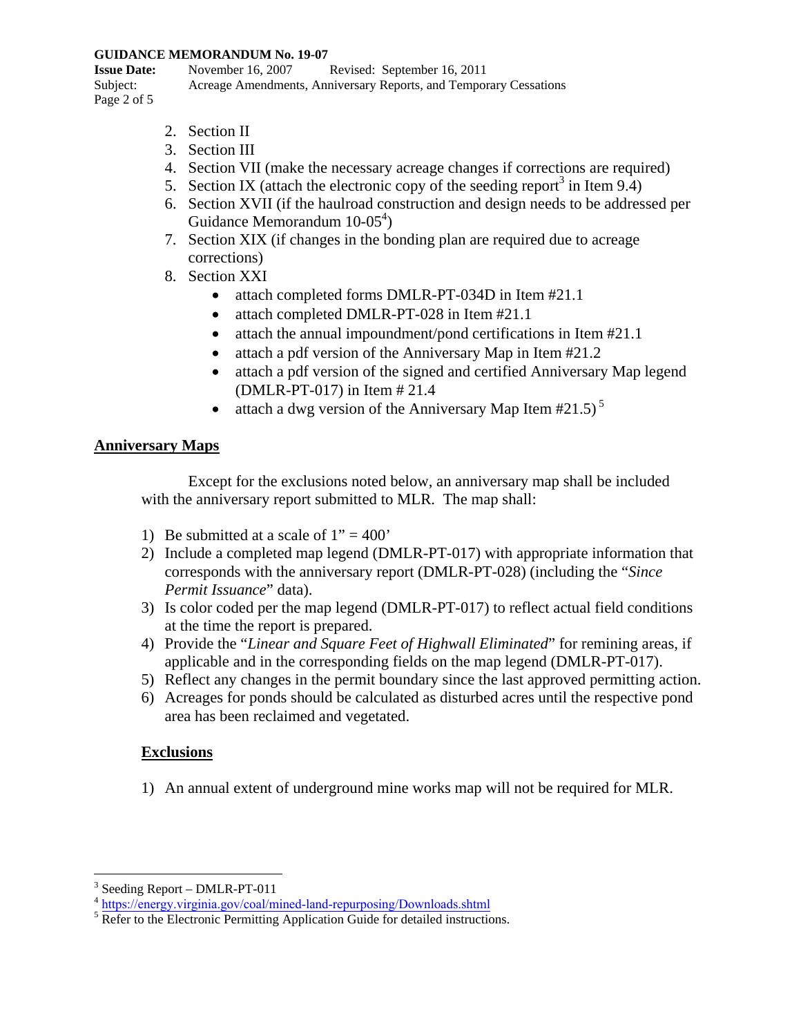2. Section II
3. Section III
4. Section VII (make the necessary acreage changes if corrections are required)
5. Section IX (attach the electronic copy of the seeding report[3] in Item 9.4)
6. Section XVII (if the haulroad construction and design needs to be addressed per Guidance Memorandum 10-05[4])
7. Section XIX (if changes in the bonding plan are required due to acreage corrections)
8. Section XXI
   - attach completed forms DMLR-PT-034D in Item #21.1
   - attach completed DMLR-PT-028 in Item #21.1
   - attach the annual impoundment/pond certifications in Item #21.1
   - attach a pdf version of the Anniversary Map in Item #21.2
   - attach a pdf version of the signed and certified Anniversary Map legend (DMLR-PT-017) in Item # 21.4
   - attach a dwg version of the Anniversary Map Item #21.5)[5]

## Anniversary Maps

Except for the exclusions noted below, an anniversary map shall be included with the anniversary report submitted to MLR. The map shall:

1) Be submitted at a scale of 1" = 400'
2) Include a completed map legend (DMLR-PT-017) with appropriate information that corresponds with the anniversary report (DMLR-PT-028) (including the "*Since Permit Issuance*" data).
3) Is color coded per the map legend (DMLR-PT-017) to reflect actual field conditions at the time the report is prepared.
4) Provide the "*Linear and Square Feet of Highwall Eliminated*" for remining areas, if applicable and in the corresponding fields on the map legend (DMLR-PT-017).
5) Reflect any changes in the permit boundary since the last approved permitting action.
6) Acreages for ponds should be calculated as disturbed acres until the respective pond area has been reclaimed and vegetated.

### Exclusions

1) An annual extent of underground mine works map will not be required for MLR.

---

[3] Seeding Report – DMLR-PT-011

[4] https://energy.virginia.gov/coal/mined-land-repurposing/Downloads.shtml

[5] Refer to the Electronic Permitting Application Guide for detailed instructions.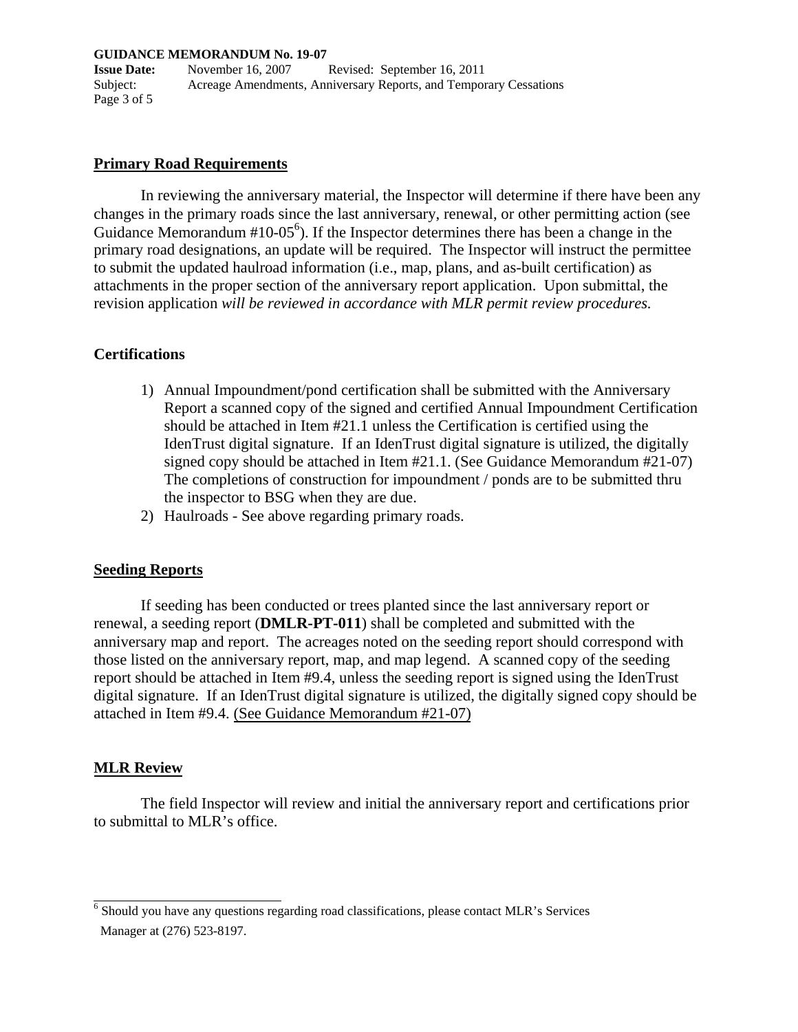## Primary Road Requirements

In reviewing the anniversary material, the Inspector will determine if there have been any changes in the primary roads since the last anniversary, renewal, or other permitting action (see Guidance Memorandum #10-05[6]). If the Inspector determines there has been a change in the primary road designations, an update will be required. The Inspector will instruct the permittee to submit the updated haulroad information (i.e., map, plans, and as-built certification) as attachments in the proper section of the anniversary report application. Upon submittal, the revision application *will be reviewed in accordance with MLR permit review procedures.*

## Certifications

1) Annual Impoundment/pond certification shall be submitted with the Anniversary Report a scanned copy of the signed and certified Annual Impoundment Certification should be attached in Item #21.1 unless the Certification is certified using the IdenTrust digital signature. If an IdenTrust digital signature is utilized, the digitally signed copy should be attached in Item #21.1. (See Guidance Memorandum #21-07) The completions of construction for impoundment / ponds are to be submitted thru the inspector to BSG when they are due.
2) Haulroads - See above regarding primary roads.

## Seeding Reports

If seeding has been conducted or trees planted since the last anniversary report or renewal, a seeding report (**DMLR-PT-011**) shall be completed and submitted with the anniversary map and report. The acreages noted on the seeding report should correspond with those listed on the anniversary report, map, and map legend. A scanned copy of the seeding report should be attached in Item #9.4, unless the seeding report is signed using the IdenTrust digital signature. If an IdenTrust digital signature is utilized, the digitally signed copy should be attached in Item #9.4. (See Guidance Memorandum #21-07)

## MLR Review

The field Inspector will review and initial the anniversary report and certifications prior to submittal to MLR's office.

---

[6] Should you have any questions regarding road classifications, please contact MLR's Services Manager at (276) 523-8197.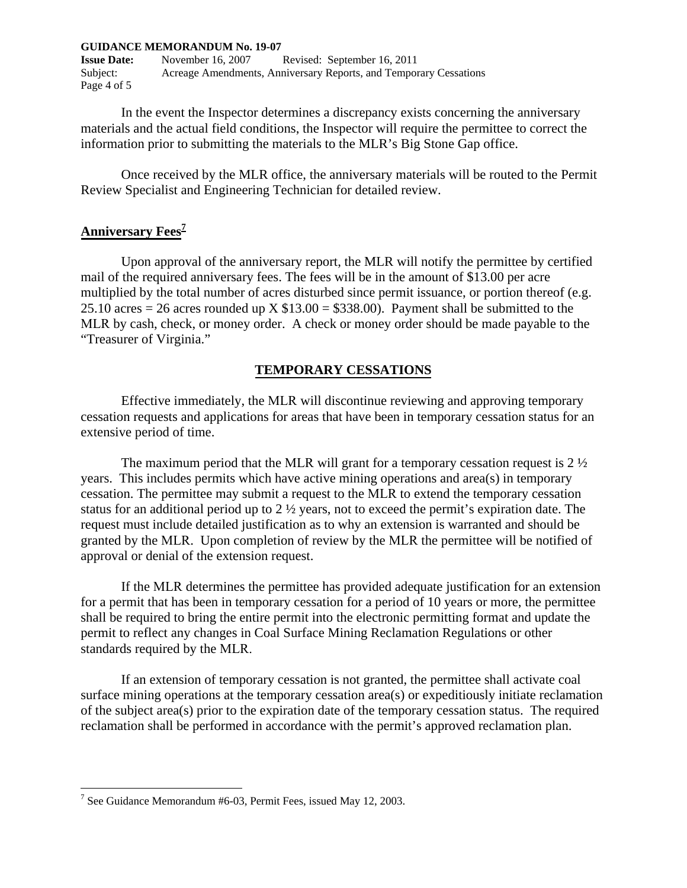In the event the Inspector determines a discrepancy exists concerning the anniversary materials and the actual field conditions, the Inspector will require the permittee to correct the information prior to submitting the materials to the MLR's Big Stone Gap office.

Once received by the MLR office, the anniversary materials will be routed to the Permit Review Specialist and Engineering Technician for detailed review.

## Anniversary Fees[7]

Upon approval of the anniversary report, the MLR will notify the permittee by certified mail of the required anniversary fees. The fees will be in the amount of $13.00 per acre multiplied by the total number of acres disturbed since permit issuance, or portion thereof (e.g. 25.10 acres = 26 acres rounded up X $13.00 = $338.00). Payment shall be submitted to the MLR by cash, check, or money order. A check or money order should be made payable to the "Treasurer of Virginia."

## TEMPORARY CESSATIONS

Effective immediately, the MLR will discontinue reviewing and approving temporary cessation requests and applications for areas that have been in temporary cessation status for an extensive period of time.

The maximum period that the MLR will grant for a temporary cessation request is 2 ½ years. This includes permits which have active mining operations and area(s) in temporary cessation. The permittee may submit a request to the MLR to extend the temporary cessation status for an additional period up to 2 ½ years, not to exceed the permit's expiration date. The request must include detailed justification as to why an extension is warranted and should be granted by the MLR. Upon completion of review by the MLR the permittee will be notified of approval or denial of the extension request.

If the MLR determines the permittee has provided adequate justification for an extension for a permit that has been in temporary cessation for a period of 10 years or more, the permittee shall be required to bring the entire permit into the electronic permitting format and update the permit to reflect any changes in Coal Surface Mining Reclamation Regulations or other standards required by the MLR.

If an extension of temporary cessation is not granted, the permittee shall activate coal surface mining operations at the temporary cessation area(s) or expeditiously initiate reclamation of the subject area(s) prior to the expiration date of the temporary cessation status. The required reclamation shall be performed in accordance with the permit's approved reclamation plan.

---

[7] See Guidance Memorandum #6-03, Permit Fees, issued May 12, 2003.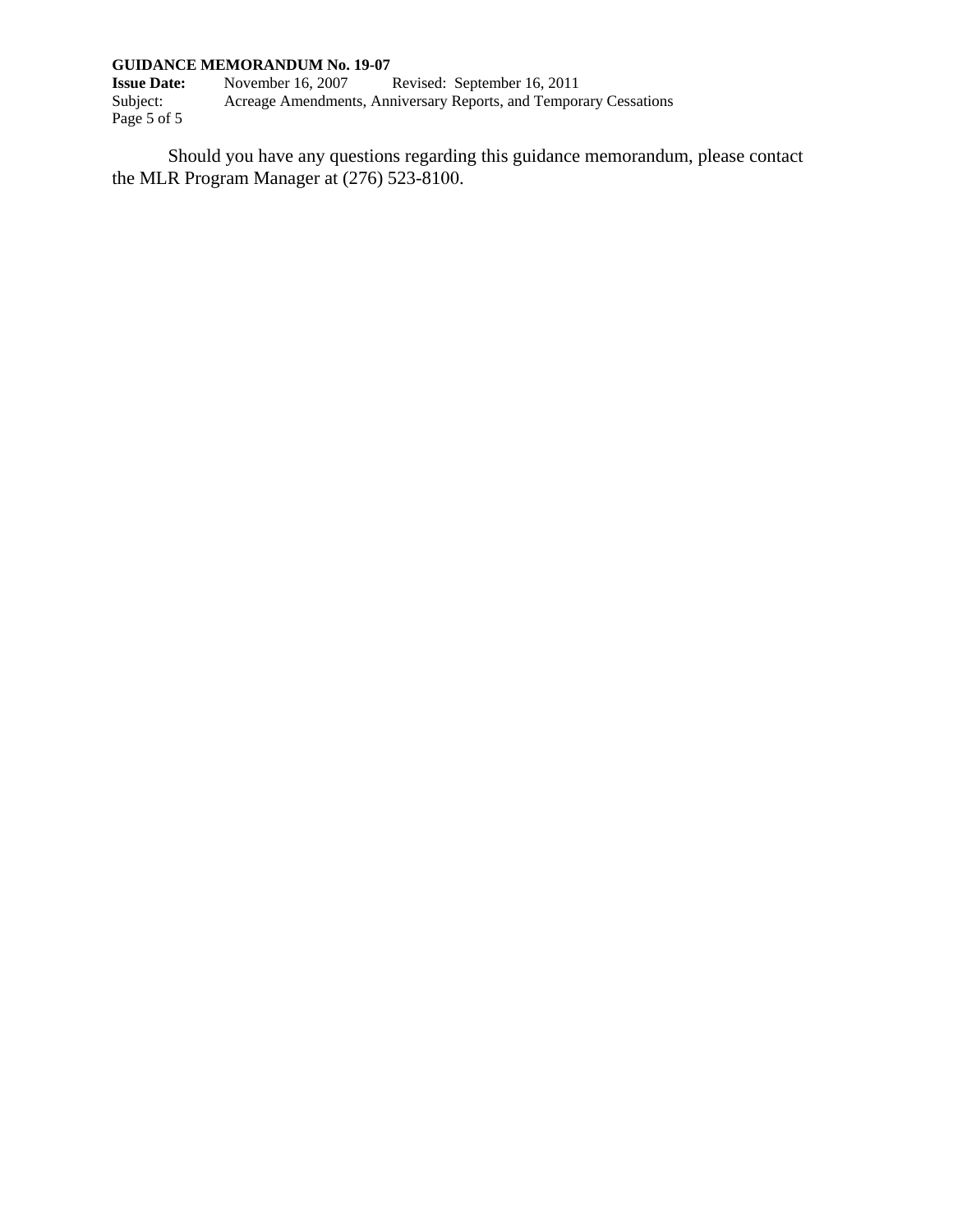Should you have any questions regarding this guidance memorandum, please contact the MLR Program Manager at (276) 523-8100.